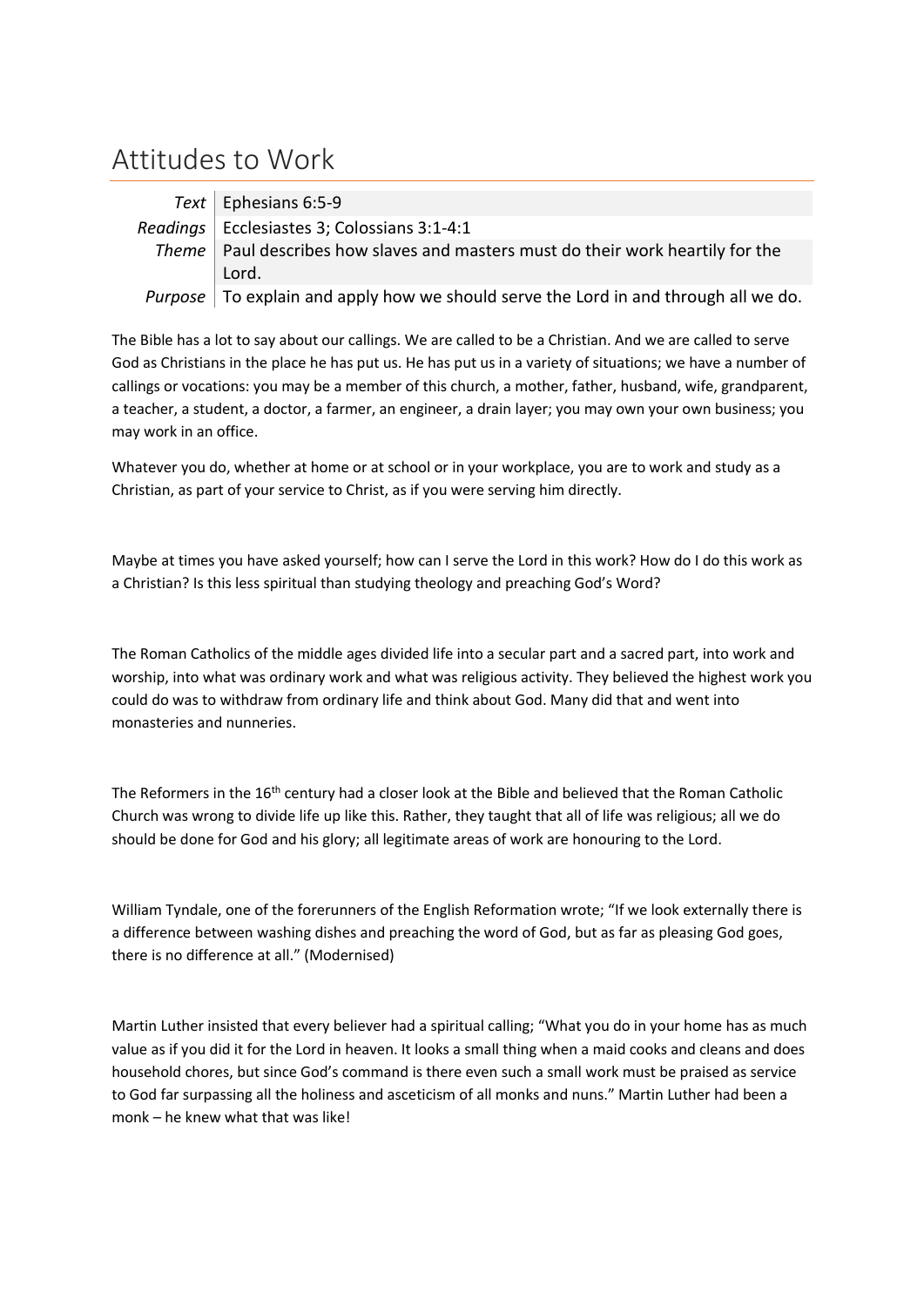# Attitudes to Work

| | |
|---|---|
| *Text* | Ephesians 6:5-9 |
| *Readings* | Ecclesiastes 3; Colossians 3:1-4:1 |
| *Theme* | Paul describes how slaves and masters must do their work heartily for the Lord. |
| *Purpose* | To explain and apply how we should serve the Lord in and through all we do. |

The Bible has a lot to say about our callings. We are called to be a Christian. And we are called to serve God as Christians in the place he has put us. He has put us in a variety of situations; we have a number of callings or vocations: you may be a member of this church, a mother, father, husband, wife, grandparent, a teacher, a student, a doctor, a farmer, an engineer, a drain layer; you may own your own business; you may work in an office.

Whatever you do, whether at home or at school or in your workplace, you are to work and study as a Christian, as part of your service to Christ, as if you were serving him directly.

Maybe at times you have asked yourself; how can I serve the Lord in this work? How do I do this work as a Christian? Is this less spiritual than studying theology and preaching God's Word?

The Roman Catholics of the middle ages divided life into a secular part and a sacred part, into work and worship, into what was ordinary work and what was religious activity. They believed the highest work you could do was to withdraw from ordinary life and think about God. Many did that and went into monasteries and nunneries.

The Reformers in the 16th century had a closer look at the Bible and believed that the Roman Catholic Church was wrong to divide life up like this. Rather, they taught that all of life was religious; all we do should be done for God and his glory; all legitimate areas of work are honouring to the Lord.

William Tyndale, one of the forerunners of the English Reformation wrote; "If we look externally there is a difference between washing dishes and preaching the word of God, but as far as pleasing God goes, there is no difference at all." (Modernised)

Martin Luther insisted that every believer had a spiritual calling; "What you do in your home has as much value as if you did it for the Lord in heaven. It looks a small thing when a maid cooks and cleans and does household chores, but since God's command is there even such a small work must be praised as service to God far surpassing all the holiness and asceticism of all monks and nuns." Martin Luther had been a monk – he knew what that was like!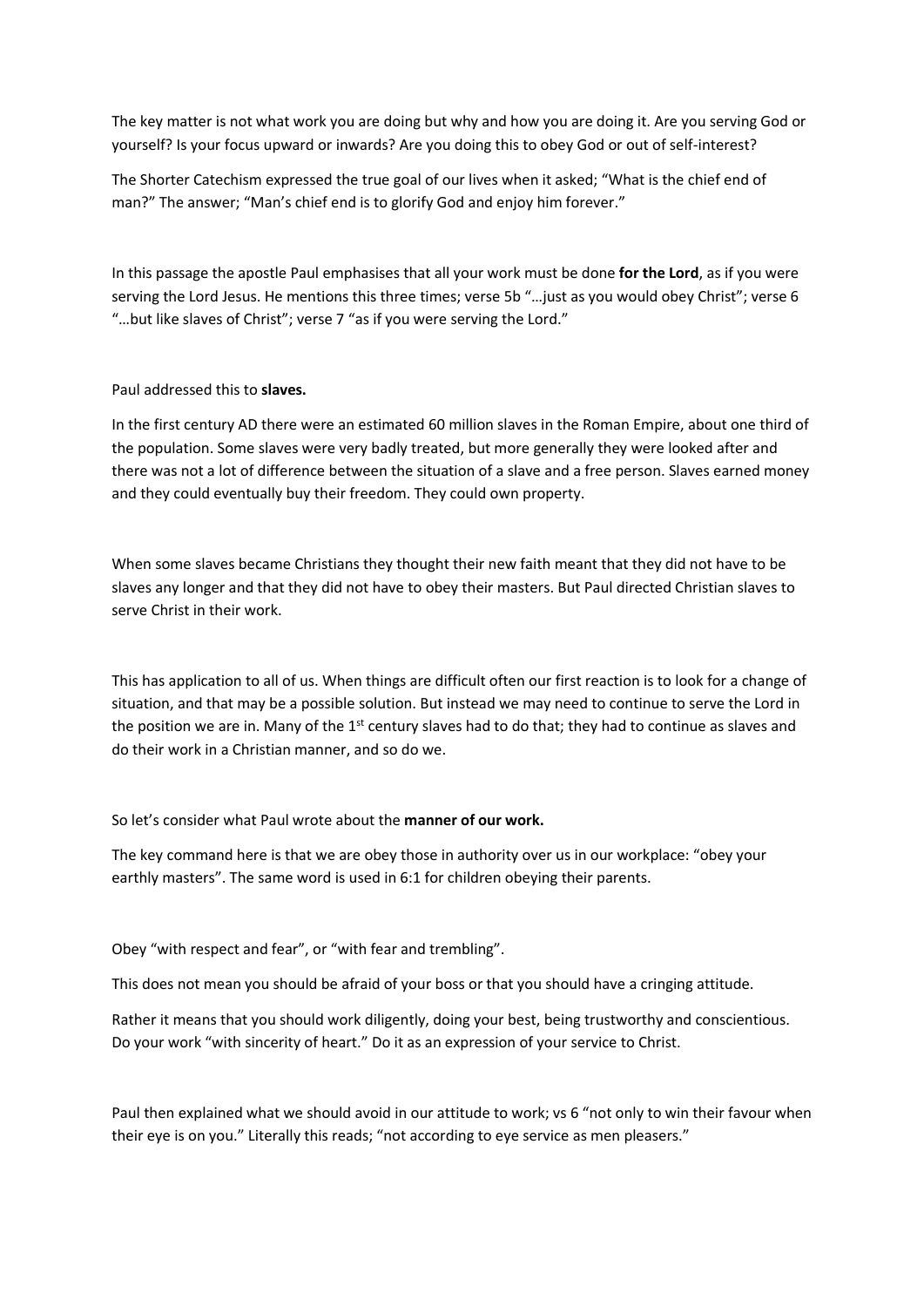The key matter is not what work you are doing but why and how you are doing it. Are you serving God or yourself? Is your focus upward or inwards? Are you doing this to obey God or out of self-interest?

The Shorter Catechism expressed the true goal of our lives when it asked; "What is the chief end of man?" The answer; "Man's chief end is to glorify God and enjoy him forever."

In this passage the apostle Paul emphasises that all your work must be done **for the Lord**, as if you were serving the Lord Jesus. He mentions this three times; verse 5b "…just as you would obey Christ"; verse 6 "…but like slaves of Christ"; verse 7 "as if you were serving the Lord."

Paul addressed this to **slaves.**

In the first century AD there were an estimated 60 million slaves in the Roman Empire, about one third of the population. Some slaves were very badly treated, but more generally they were looked after and there was not a lot of difference between the situation of a slave and a free person. Slaves earned money and they could eventually buy their freedom. They could own property.

When some slaves became Christians they thought their new faith meant that they did not have to be slaves any longer and that they did not have to obey their masters. But Paul directed Christian slaves to serve Christ in their work.

This has application to all of us. When things are difficult often our first reaction is to look for a change of situation, and that may be a possible solution. But instead we may need to continue to serve the Lord in the position we are in. Many of the 1st century slaves had to do that; they had to continue as slaves and do their work in a Christian manner, and so do we.

So let's consider what Paul wrote about the **manner of our work.**

The key command here is that we are obey those in authority over us in our workplace: "obey your earthly masters". The same word is used in 6:1 for children obeying their parents.

Obey "with respect and fear", or "with fear and trembling".

This does not mean you should be afraid of your boss or that you should have a cringing attitude.

Rather it means that you should work diligently, doing your best, being trustworthy and conscientious. Do your work "with sincerity of heart." Do it as an expression of your service to Christ.

Paul then explained what we should avoid in our attitude to work; vs 6 "not only to win their favour when their eye is on you." Literally this reads; "not according to eye service as men pleasers."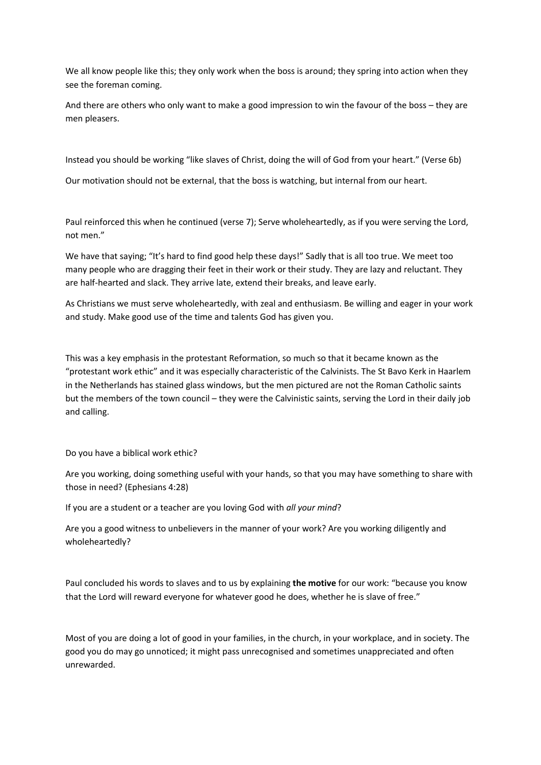We all know people like this; they only work when the boss is around; they spring into action when they see the foreman coming.

And there are others who only want to make a good impression to win the favour of the boss – they are men pleasers.

Instead you should be working "like slaves of Christ, doing the will of God from your heart." (Verse 6b)

Our motivation should not be external, that the boss is watching, but internal from our heart.

Paul reinforced this when he continued (verse 7); Serve wholeheartedly, as if you were serving the Lord, not men."

We have that saying; "It's hard to find good help these days!" Sadly that is all too true. We meet too many people who are dragging their feet in their work or their study. They are lazy and reluctant. They are half-hearted and slack. They arrive late, extend their breaks, and leave early.

As Christians we must serve wholeheartedly, with zeal and enthusiasm. Be willing and eager in your work and study. Make good use of the time and talents God has given you.

This was a key emphasis in the protestant Reformation, so much so that it became known as the "protestant work ethic" and it was especially characteristic of the Calvinists. The St Bavo Kerk in Haarlem in the Netherlands has stained glass windows, but the men pictured are not the Roman Catholic saints but the members of the town council – they were the Calvinistic saints, serving the Lord in their daily job and calling.

Do you have a biblical work ethic?

Are you working, doing something useful with your hands, so that you may have something to share with those in need? (Ephesians 4:28)

If you are a student or a teacher are you loving God with *all your mind*?

Are you a good witness to unbelievers in the manner of your work? Are you working diligently and wholeheartedly?

Paul concluded his words to slaves and to us by explaining **the motive** for our work: "because you know that the Lord will reward everyone for whatever good he does, whether he is slave of free."

Most of you are doing a lot of good in your families, in the church, in your workplace, and in society. The good you do may go unnoticed; it might pass unrecognised and sometimes unappreciated and often unrewarded.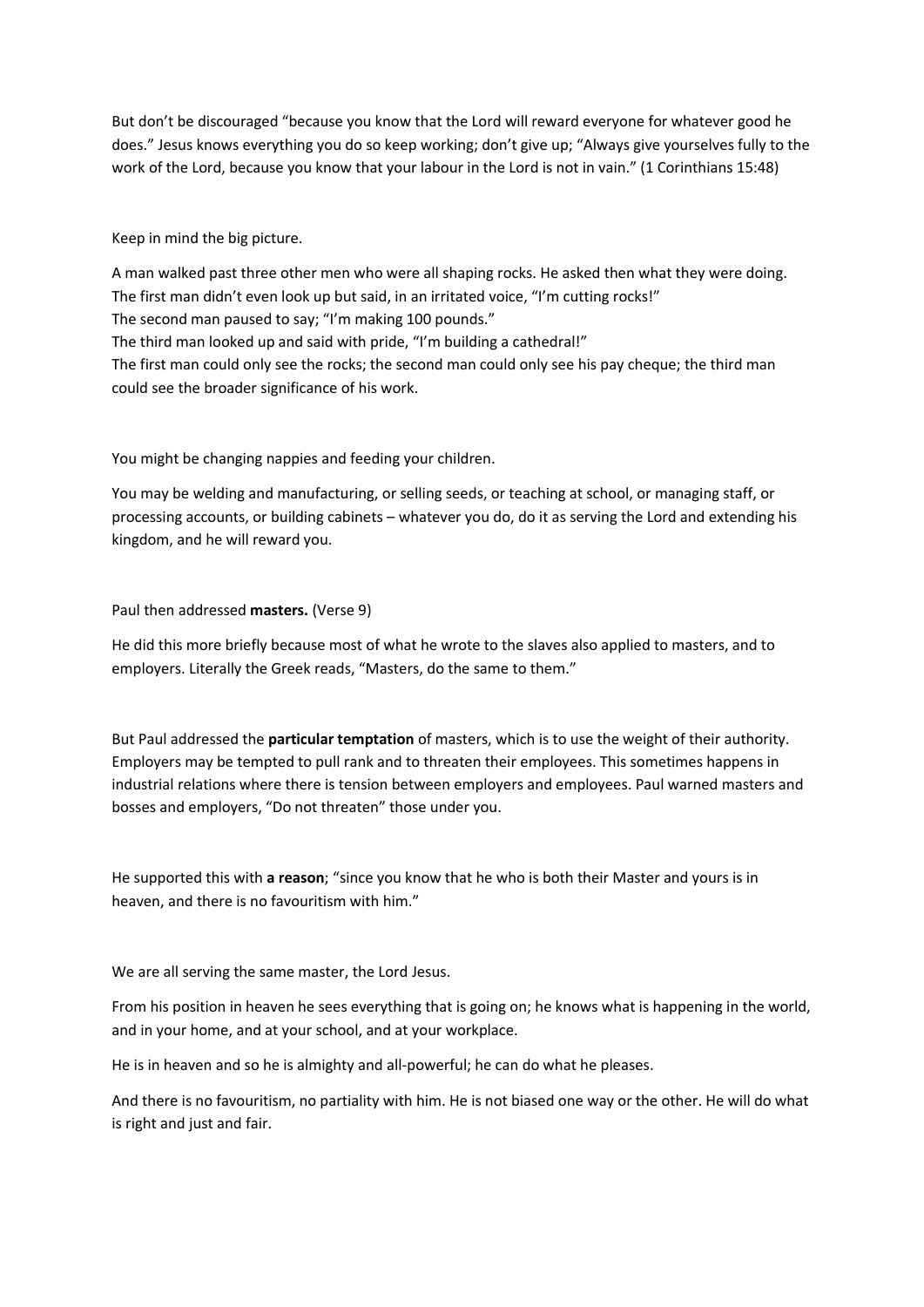But don't be discouraged "because you know that the Lord will reward everyone for whatever good he does." Jesus knows everything you do so keep working; don't give up; "Always give yourselves fully to the work of the Lord, because you know that your labour in the Lord is not in vain." (1 Corinthians 15:48)

Keep in mind the big picture.

A man walked past three other men who were all shaping rocks. He asked then what they were doing.
The first man didn't even look up but said, in an irritated voice, "I'm cutting rocks!"
The second man paused to say; "I'm making 100 pounds."
The third man looked up and said with pride, "I'm building a cathedral!"
The first man could only see the rocks; the second man could only see his pay cheque; the third man could see the broader significance of his work.

You might be changing nappies and feeding your children.

You may be welding and manufacturing, or selling seeds, or teaching at school, or managing staff, or processing accounts, or building cabinets – whatever you do, do it as serving the Lord and extending his kingdom, and he will reward you.

Paul then addressed **masters.** (Verse 9)

He did this more briefly because most of what he wrote to the slaves also applied to masters, and to employers. Literally the Greek reads, "Masters, do the same to them."

But Paul addressed the **particular temptation** of masters, which is to use the weight of their authority. Employers may be tempted to pull rank and to threaten their employees. This sometimes happens in industrial relations where there is tension between employers and employees. Paul warned masters and bosses and employers, "Do not threaten" those under you.

He supported this with **a reason**; "since you know that he who is both their Master and yours is in heaven, and there is no favouritism with him."

We are all serving the same master, the Lord Jesus.

From his position in heaven he sees everything that is going on; he knows what is happening in the world, and in your home, and at your school, and at your workplace.

He is in heaven and so he is almighty and all-powerful; he can do what he pleases.

And there is no favouritism, no partiality with him. He is not biased one way or the other. He will do what is right and just and fair.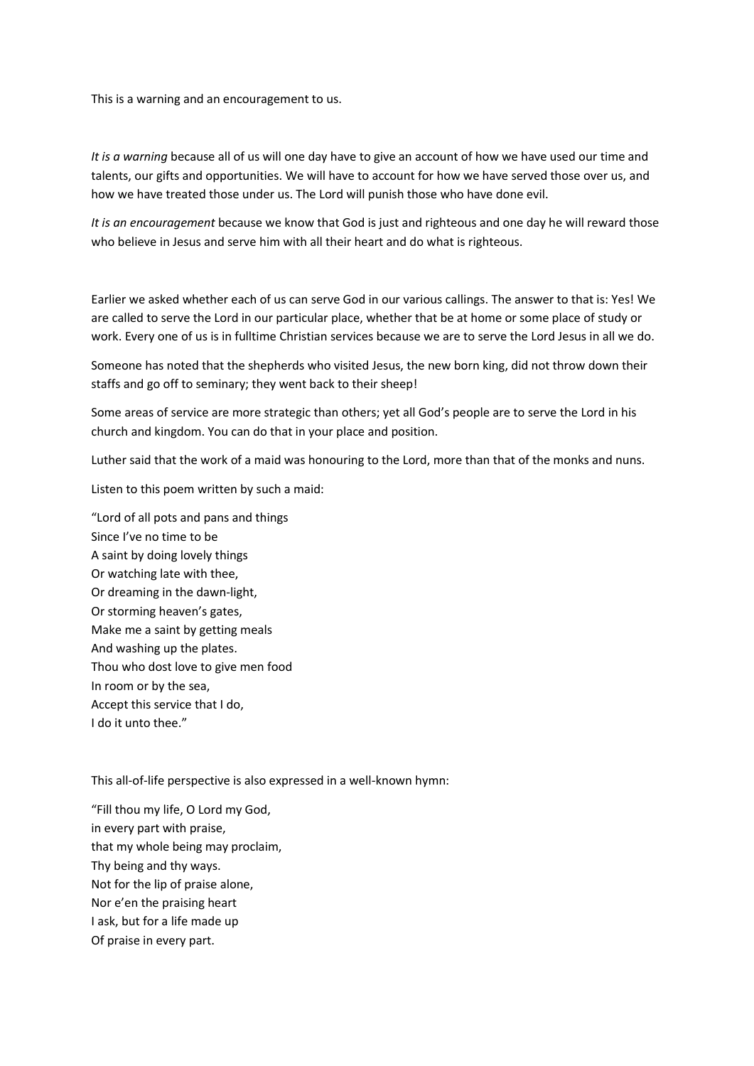This is a warning and an encouragement to us.

*It is a warning* because all of us will one day have to give an account of how we have used our time and talents, our gifts and opportunities. We will have to account for how we have served those over us, and how we have treated those under us. The Lord will punish those who have done evil.

*It is an encouragement* because we know that God is just and righteous and one day he will reward those who believe in Jesus and serve him with all their heart and do what is righteous.

Earlier we asked whether each of us can serve God in our various callings. The answer to that is: Yes! We are called to serve the Lord in our particular place, whether that be at home or some place of study or work. Every one of us is in fulltime Christian services because we are to serve the Lord Jesus in all we do.

Someone has noted that the shepherds who visited Jesus, the new born king, did not throw down their staffs and go off to seminary; they went back to their sheep!

Some areas of service are more strategic than others; yet all God's people are to serve the Lord in his church and kingdom. You can do that in your place and position.

Luther said that the work of a maid was honouring to the Lord, more than that of the monks and nuns.

Listen to this poem written by such a maid:

"Lord of all pots and pans and things  
Since I've no time to be  
A saint by doing lovely things  
Or watching late with thee,  
Or dreaming in the dawn-light,  
Or storming heaven's gates,  
Make me a saint by getting meals  
And washing up the plates.  
Thou who dost love to give men food  
In room or by the sea,  
Accept this service that I do,  
I do it unto thee."

This all-of-life perspective is also expressed in a well-known hymn:

"Fill thou my life, O Lord my God,  
in every part with praise,  
that my whole being may proclaim,  
Thy being and thy ways.  
Not for the lip of praise alone,  
Nor e'en the praising heart  
I ask, but for a life made up  
Of praise in every part.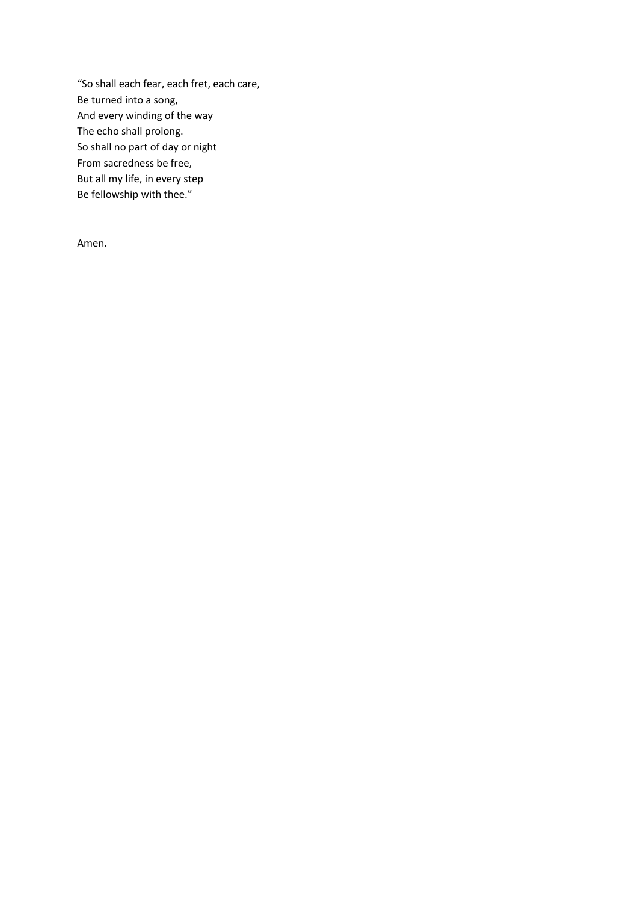"So shall each fear, each fret, each care,  
Be turned into a song,  
And every winding of the way  
The echo shall prolong.  
So shall no part of day or night  
From sacredness be free,  
But all my life, in every step  
Be fellowship with thee."

Amen.